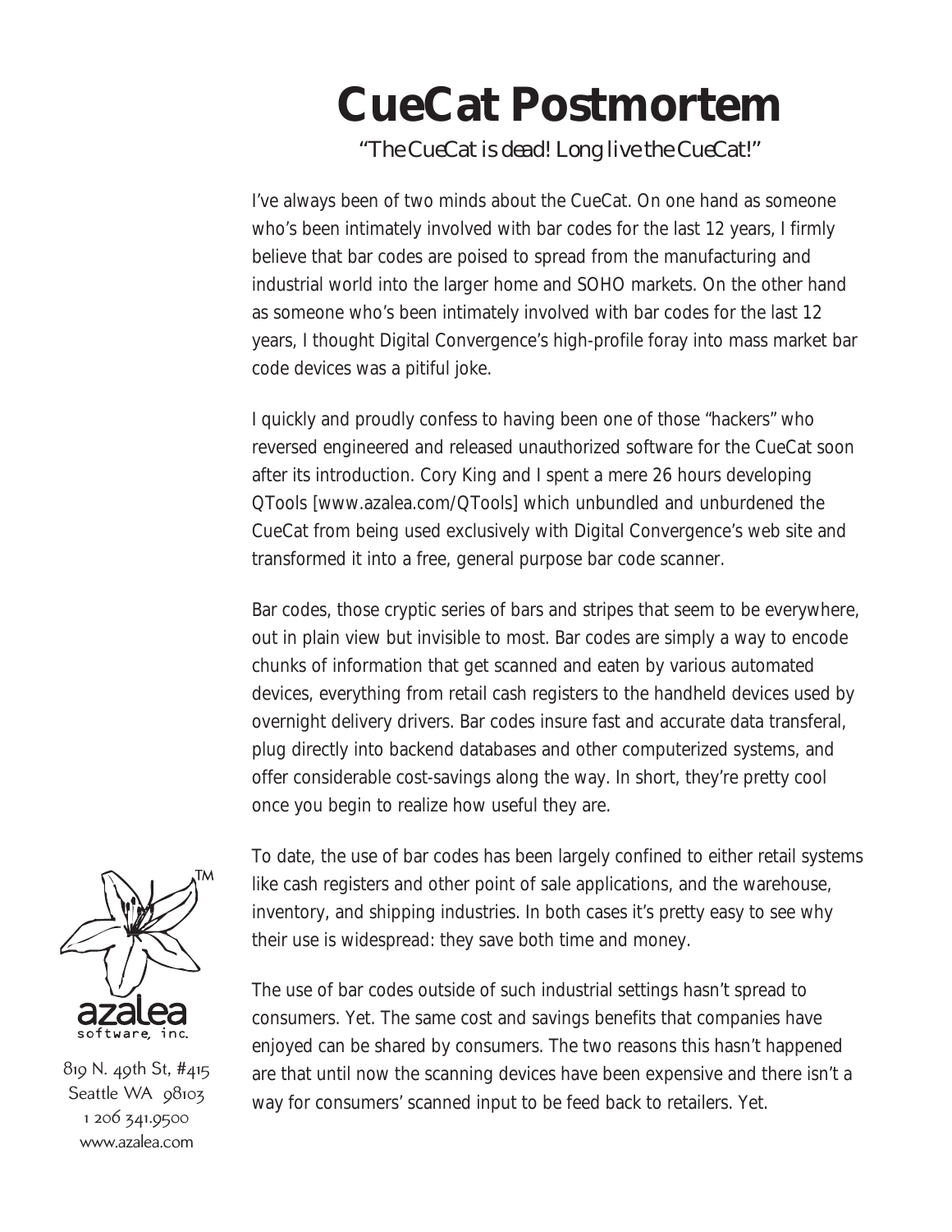# CueCat Postmortem

*"The CueCat is dead! Long live the CueCat!"*

I've always been of two minds about the CueCat. On one hand as someone who's been intimately involved with bar codes for the last 12 years, I firmly believe that bar codes are poised to spread from the manufacturing and industrial world into the larger home and SOHO markets. On the other hand as someone who's been intimately involved with bar codes for the last 12 years, I thought Digital Convergence's high-profile foray into mass market bar code devices was a pitiful joke.

I quickly and proudly confess to having been one of those "hackers" who reversed engineered and released unauthorized software for the CueCat soon after its introduction. Cory King and I spent a mere 26 hours developing QTools [www.azalea.com/QTools] which unbundled and unburdened the CueCat from being used exclusively with Digital Convergence's web site and transformed it into a free, general purpose bar code scanner.

Bar codes, those cryptic series of bars and stripes that seem to be everywhere, out in plain view but invisible to most. Bar codes are simply a way to encode chunks of information that get scanned and eaten by various automated devices, everything from retail cash registers to the handheld devices used by overnight delivery drivers. Bar codes insure fast and accurate data transferal, plug directly into backend databases and other computerized systems, and offer considerable cost-savings along the way. In short, they're pretty cool once you begin to realize how useful they are.

To date, the use of bar codes has been largely confined to either retail systems like cash registers and other point of sale applications, and the warehouse, inventory, and shipping industries. In both cases it's pretty easy to see why their use is widespread: they save both time and money.

The use of bar codes outside of such industrial settings hasn't spread to consumers. Yet. The same cost and savings benefits that companies have enjoyed can be shared by consumers. The two reasons this hasn't happened are that until now the scanning devices have been expensive and there isn't a way for consumers' scanned input to be feed back to retailers. Yet.

azalea software, inc.

819 N. 49th St, #415
Seattle WA 98103
1 206 341.9500
www.azalea.com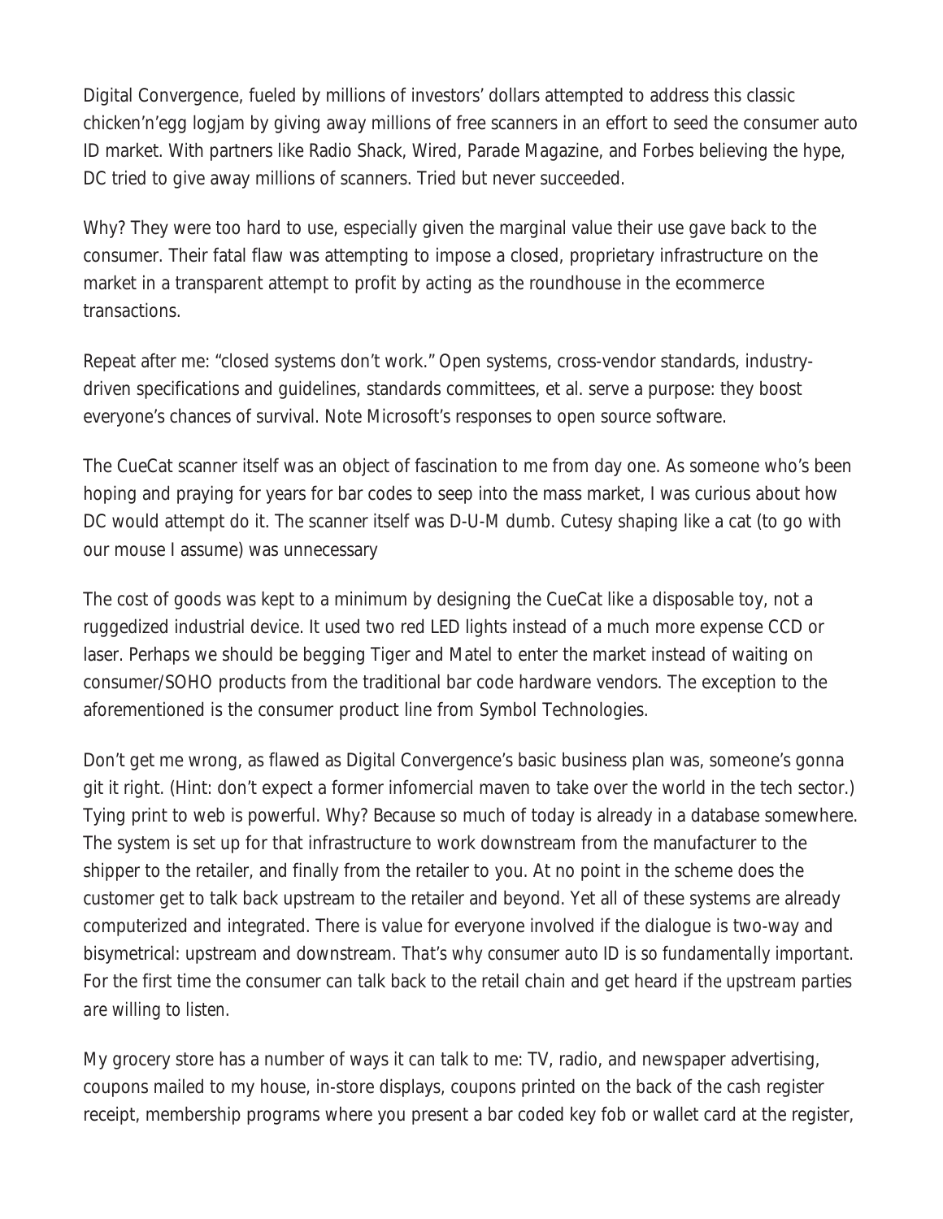Digital Convergence, fueled by millions of investors' dollars attempted to address this classic chicken'n'egg logjam by giving away millions of free scanners in an effort to seed the consumer auto ID market. With partners like Radio Shack, Wired, Parade Magazine, and Forbes believing the hype, DC tried to give away millions of scanners. Tried but never succeeded.

Why? They were too hard to use, especially given the marginal value their use gave back to the consumer. Their fatal flaw was attempting to impose a closed, proprietary infrastructure on the market in a transparent attempt to profit by acting as the roundhouse in the ecommerce transactions.

Repeat after me: "closed systems don't work." Open systems, cross-vendor standards, industry-driven specifications and guidelines, standards committees, et al. serve a purpose: they boost everyone's chances of survival. Note Microsoft's responses to open source software.

The CueCat scanner itself was an object of fascination to me from day one. As someone who's been hoping and praying for years for bar codes to seep into the mass market, I was curious about how DC would attempt do it. The scanner itself was D-U-M dumb. Cutesy shaping like a cat (to go with our mouse I assume) was unnecessary

The cost of goods was kept to a minimum by designing the CueCat like a disposable toy, not a ruggedized industrial device. It used two red LED lights instead of a much more expense CCD or laser. Perhaps we should be begging Tiger and Matel to enter the market instead of waiting on consumer/SOHO products from the traditional bar code hardware vendors. The exception to the aforementioned is the consumer product line from Symbol Technologies.

Don't get me wrong, as flawed as Digital Convergence's basic business plan was, someone's gonna git it right. (Hint: don't expect a former infomercial maven to take over the world in the tech sector.) Tying print to web is powerful. Why? Because so much of today is already in a database somewhere. The system is set up for that infrastructure to work downstream from the manufacturer to the shipper to the retailer, and finally from the retailer to you. At no point in the scheme does the customer get to talk back upstream to the retailer and beyond. Yet all of these systems are already computerized and integrated. There is value for everyone involved if the dialogue is two-way and bisymetrical: upstream and downstream. That's why consumer auto ID is so fundamentally important. For the first time the consumer can talk back to the retail chain and get heard if the upstream parties are willing to listen.

My grocery store has a number of ways it can talk to me: TV, radio, and newspaper advertising, coupons mailed to my house, in-store displays, coupons printed on the back of the cash register receipt, membership programs where you present a bar coded key fob or wallet card at the register,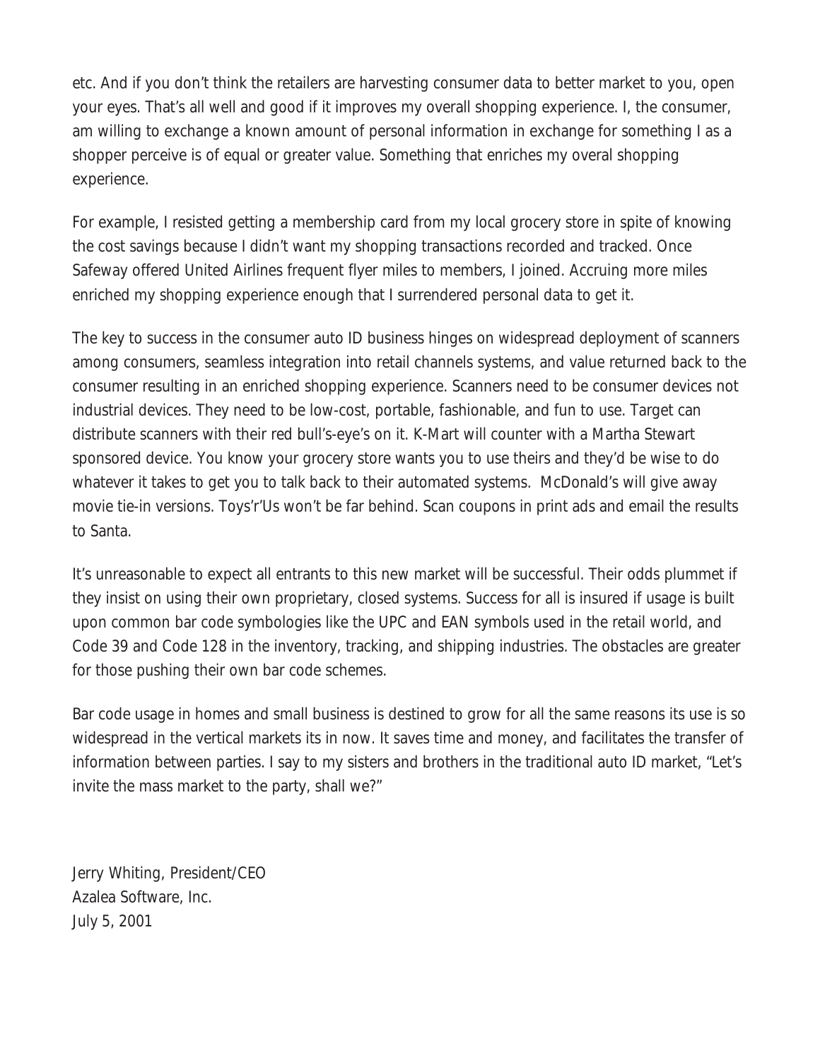etc. And if you don't think the retailers are harvesting consumer data to better market to you, open your eyes. That's all well and good if it improves my overall shopping experience. I, the consumer, am willing to exchange a known amount of personal information in exchange for something I as a shopper perceive is of equal or greater value. Something that enriches my overal shopping experience.

For example, I resisted getting a membership card from my local grocery store in spite of knowing the cost savings because I didn't want my shopping transactions recorded and tracked. Once Safeway offered United Airlines frequent flyer miles to members, I joined. Accruing more miles enriched my shopping experience enough that I surrendered personal data to get it.

The key to success in the consumer auto ID business hinges on widespread deployment of scanners among consumers, seamless integration into retail channels systems, and value returned back to the consumer resulting in an enriched shopping experience. Scanners need to be consumer devices not industrial devices. They need to be low-cost, portable, fashionable, and fun to use. Target can distribute scanners with their red bull's-eye's on it. K-Mart will counter with a Martha Stewart sponsored device. You know your grocery store wants you to use theirs and they'd be wise to do whatever it takes to get you to talk back to their automated systems.  McDonald's will give away movie tie-in versions. Toys'r'Us won't be far behind. Scan coupons in print ads and email the results to Santa.

It's unreasonable to expect all entrants to this new market will be successful. Their odds plummet if they insist on using their own proprietary, closed systems. Success for all is insured if usage is built upon common bar code symbologies like the UPC and EAN symbols used in the retail world, and Code 39 and Code 128 in the inventory, tracking, and shipping industries. The obstacles are greater for those pushing their own bar code schemes.

Bar code usage in homes and small business is destined to grow for all the same reasons its use is so widespread in the vertical markets its in now. It saves time and money, and facilitates the transfer of information between parties. I say to my sisters and brothers in the traditional auto ID market, "Let's invite the mass market to the party, shall we?"

Jerry Whiting, President/CEO  
Azalea Software, Inc.  
July 5, 2001